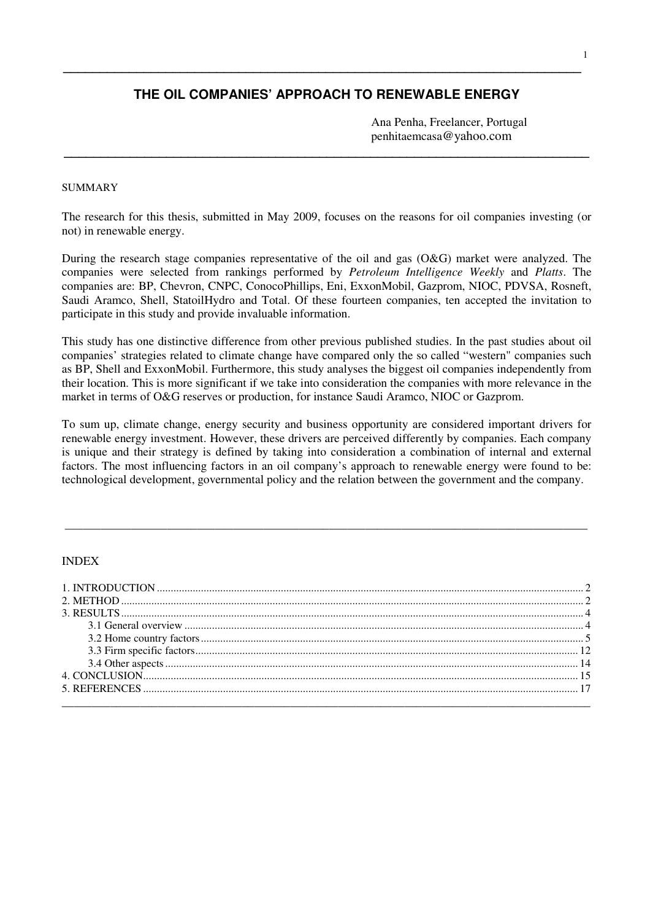# THE OIL COMPANIES' APPROACH TO RENEWABLE ENERGY

Ana Penha, Freelancer, Portugal
penhitaemcasa@yahoo.com

---

SUMMARY

The research for this thesis, submitted in May 2009, focuses on the reasons for oil companies investing (or not) in renewable energy.

During the research stage companies representative of the oil and gas (O&G) market were analyzed. The companies were selected from rankings performed by *Petroleum Intelligence Weekly* and *Platts*. The companies are: BP, Chevron, CNPC, ConocoPhillips, Eni, ExxonMobil, Gazprom, NIOC, PDVSA, Rosneft, Saudi Aramco, Shell, StatoilHydro and Total. Of these fourteen companies, ten accepted the invitation to participate in this study and provide invaluable information.

This study has one distinctive difference from other previous published studies. In the past studies about oil companies' strategies related to climate change have compared only the so called "western" companies such as BP, Shell and ExxonMobil. Furthermore, this study analyses the biggest oil companies independently from their location. This is more significant if we take into consideration the companies with more relevance in the market in terms of O&G reserves or production, for instance Saudi Aramco, NIOC or Gazprom.

To sum up, climate change, energy security and business opportunity are considered important drivers for renewable energy investment. However, these drivers are perceived differently by companies. Each company is unique and their strategy is defined by taking into consideration a combination of internal and external factors. The most influencing factors in an oil company's approach to renewable energy were found to be: technological development, governmental policy and the relation between the government and the company.

---

INDEX

1. INTRODUCTION ..... 2
2. METHOD ..... 2
3. RESULTS ..... 4
   - 3.1 General overview ..... 4
   - 3.2 Home country factors ..... 5
   - 3.3 Firm specific factors ..... 12
   - 3.4 Other aspects ..... 14
4. CONCLUSION ..... 15
5. REFERENCES ..... 17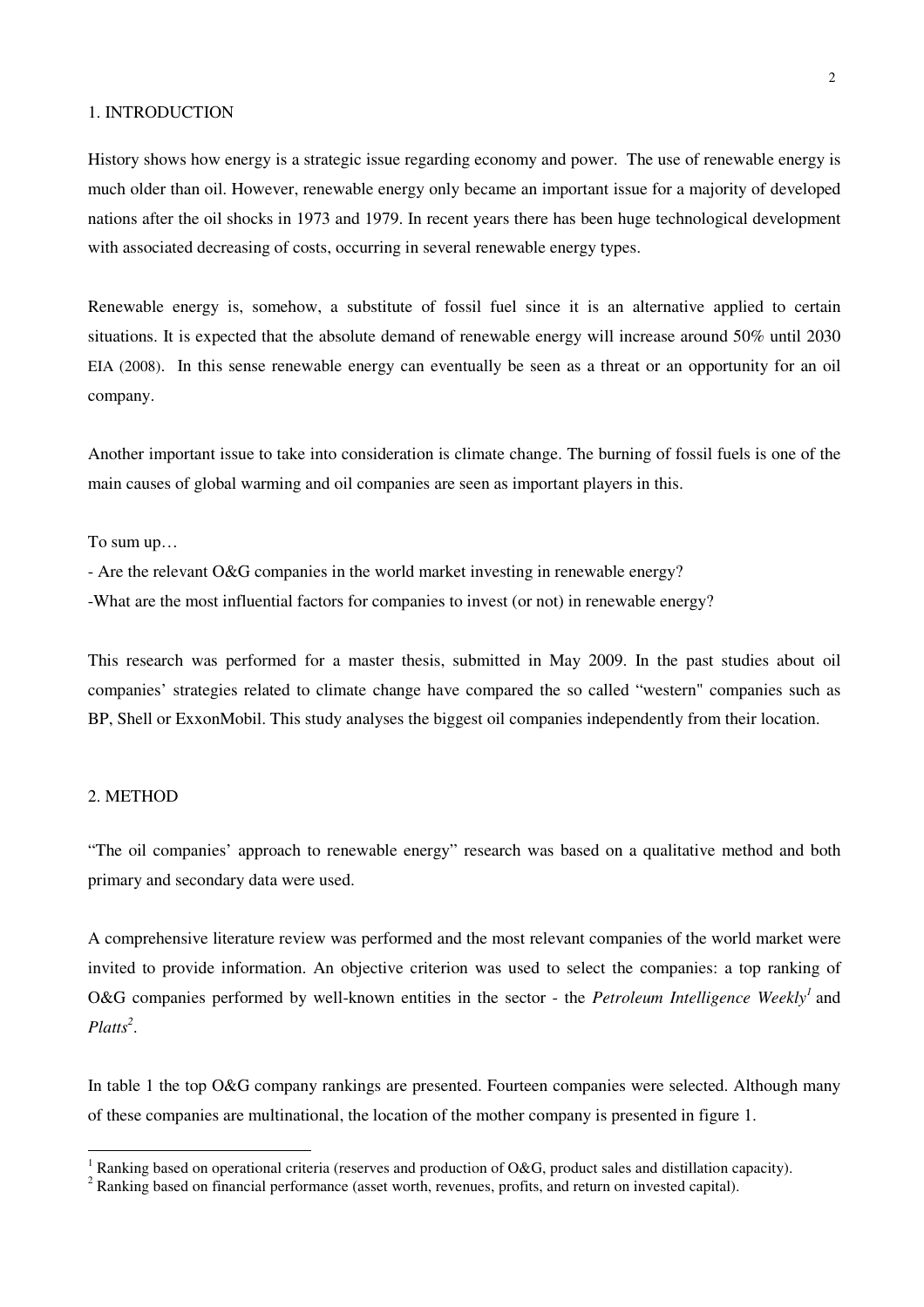## 1. INTRODUCTION

History shows how energy is a strategic issue regarding economy and power. The use of renewable energy is much older than oil. However, renewable energy only became an important issue for a majority of developed nations after the oil shocks in 1973 and 1979. In recent years there has been huge technological development with associated decreasing of costs, occurring in several renewable energy types.

Renewable energy is, somehow, a substitute of fossil fuel since it is an alternative applied to certain situations. It is expected that the absolute demand of renewable energy will increase around 50% until 2030 EIA (2008). In this sense renewable energy can eventually be seen as a threat or an opportunity for an oil company.

Another important issue to take into consideration is climate change. The burning of fossil fuels is one of the main causes of global warming and oil companies are seen as important players in this.

To sum up…

- Are the relevant O&G companies in the world market investing in renewable energy?
- What are the most influential factors for companies to invest (or not) in renewable energy?

This research was performed for a master thesis, submitted in May 2009. In the past studies about oil companies' strategies related to climate change have compared the so called "western" companies such as BP, Shell or ExxonMobil. This study analyses the biggest oil companies independently from their location.

## 2. METHOD

"The oil companies' approach to renewable energy" research was based on a qualitative method and both primary and secondary data were used.

A comprehensive literature review was performed and the most relevant companies of the world market were invited to provide information. An objective criterion was used to select the companies: a top ranking of O&G companies performed by well-known entities in the sector - the *Petroleum Intelligence Weekly*[1] and *Platts*[2].

In table 1 the top O&G company rankings are presented. Fourteen companies were selected. Although many of these companies are multinational, the location of the mother company is presented in figure 1.

[1] Ranking based on operational criteria (reserves and production of O&G, product sales and distillation capacity).

[2] Ranking based on financial performance (asset worth, revenues, profits, and return on invested capital).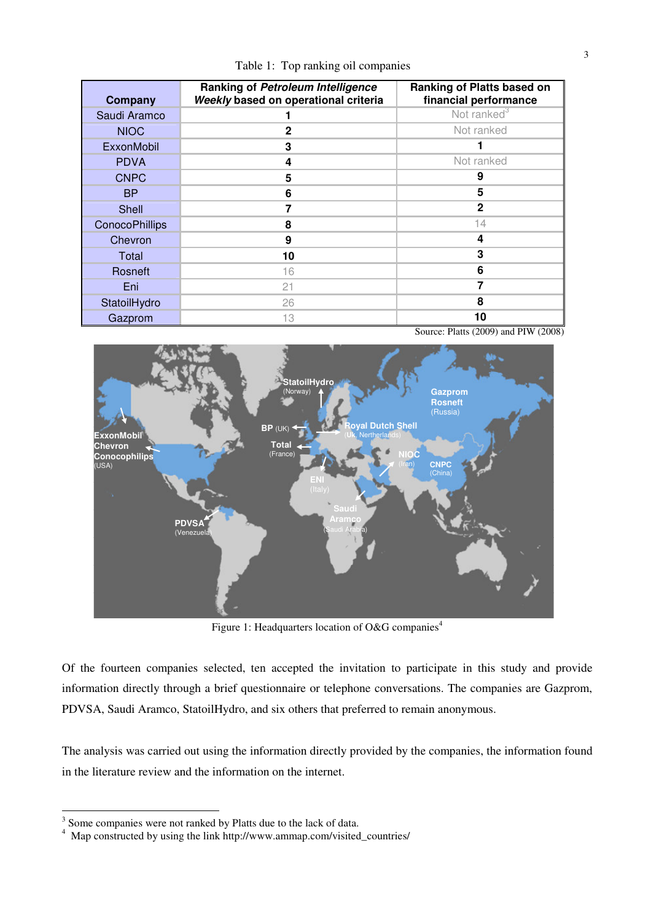Table 1: Top ranking oil companies

| Company | Ranking of *Petroleum Intelligence Weekly* based on operational criteria | Ranking of Platts based on financial performance |
|---|---|---|
| Saudi Aramco | **1** | Not ranked[3] |
| NIOC | **2** | Not ranked |
| ExxonMobil | **3** | **1** |
| PDVA | **4** | Not ranked |
| CNPC | **5** | **9** |
| BP | **6** | **5** |
| Shell | **7** | **2** |
| ConocoPhillips | **8** | 14 |
| Chevron | **9** | **4** |
| Total | **10** | **3** |
| Rosneft | 16 | **6** |
| Eni | 21 | **7** |
| StatoilHydro | 26 | **8** |
| Gazprom | 13 | **10** |

Source: Platts (2009) and PIW (2008)

Figure 1: Headquarters location of O&G companies[4]

Of the fourteen companies selected, ten accepted the invitation to participate in this study and provide information directly through a brief questionnaire or telephone conversations. The companies are Gazprom, PDVSA, Saudi Aramco, StatoilHydro, and six others that preferred to remain anonymous.

The analysis was carried out using the information directly provided by the companies, the information found in the literature review and the information on the internet.

---

[3] Some companies were not ranked by Platts due to the lack of data.

[4] Map constructed by using the link http://www.ammap.com/visited_countries/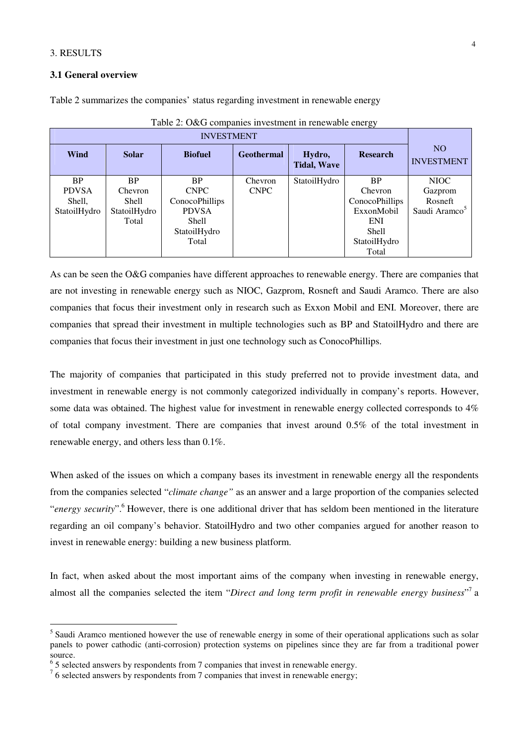# 3. RESULTS

## 3.1 General overview

Table 2 summarizes the companies' status regarding investment in renewable energy

Table 2: O&G companies investment in renewable energy

| INVESTMENT | | | | | | NO INVESTMENT |
|---|---|---|---|---|---|---|
| **Wind** | **Solar** | **Biofuel** | **Geothermal** | **Hydro, Tidal, Wave** | **Research** | |
| BP<br>PDVSA<br>Shell,<br>StatoilHydro | BP<br>Chevron<br>Shell<br>StatoilHydro<br>Total | BP<br>CNPC<br>ConocoPhillips<br>PDVSA<br>Shell<br>StatoilHydro<br>Total | Chevron<br>CNPC | StatoilHydro | BP<br>Chevron<br>ConocoPhillips<br>ExxonMobil<br>ENI<br>Shell<br>StatoilHydro<br>Total | NIOC<br>Gazprom<br>Rosneft<br>Saudi Aramco[5] |

As can be seen the O&G companies have different approaches to renewable energy. There are companies that are not investing in renewable energy such as NIOC, Gazprom, Rosneft and Saudi Aramco. There are also companies that focus their investment only in research such as Exxon Mobil and ENI. Moreover, there are companies that spread their investment in multiple technologies such as BP and StatoilHydro and there are companies that focus their investment in just one technology such as ConocoPhillips.

The majority of companies that participated in this study preferred not to provide investment data, and investment in renewable energy is not commonly categorized individually in company's reports. However, some data was obtained. The highest value for investment in renewable energy collected corresponds to 4% of total company investment. There are companies that invest around 0.5% of the total investment in renewable energy, and others less than 0.1%.

When asked of the issues on which a company bases its investment in renewable energy all the respondents from the companies selected "*climate change"* as an answer and a large proportion of the companies selected "*energy security*".[6] However, there is one additional driver that has seldom been mentioned in the literature regarding an oil company's behavior. StatoilHydro and two other companies argued for another reason to invest in renewable energy: building a new business platform.

In fact, when asked about the most important aims of the company when investing in renewable energy, almost all the companies selected the item "*Direct and long term profit in renewable energy business*"[7] a

---

[5] Saudi Aramco mentioned however the use of renewable energy in some of their operational applications such as solar panels to power cathodic (anti-corrosion) protection systems on pipelines since they are far from a traditional power source.

[6] 5 selected answers by respondents from 7 companies that invest in renewable energy.

[7] 6 selected answers by respondents from 7 companies that invest in renewable energy;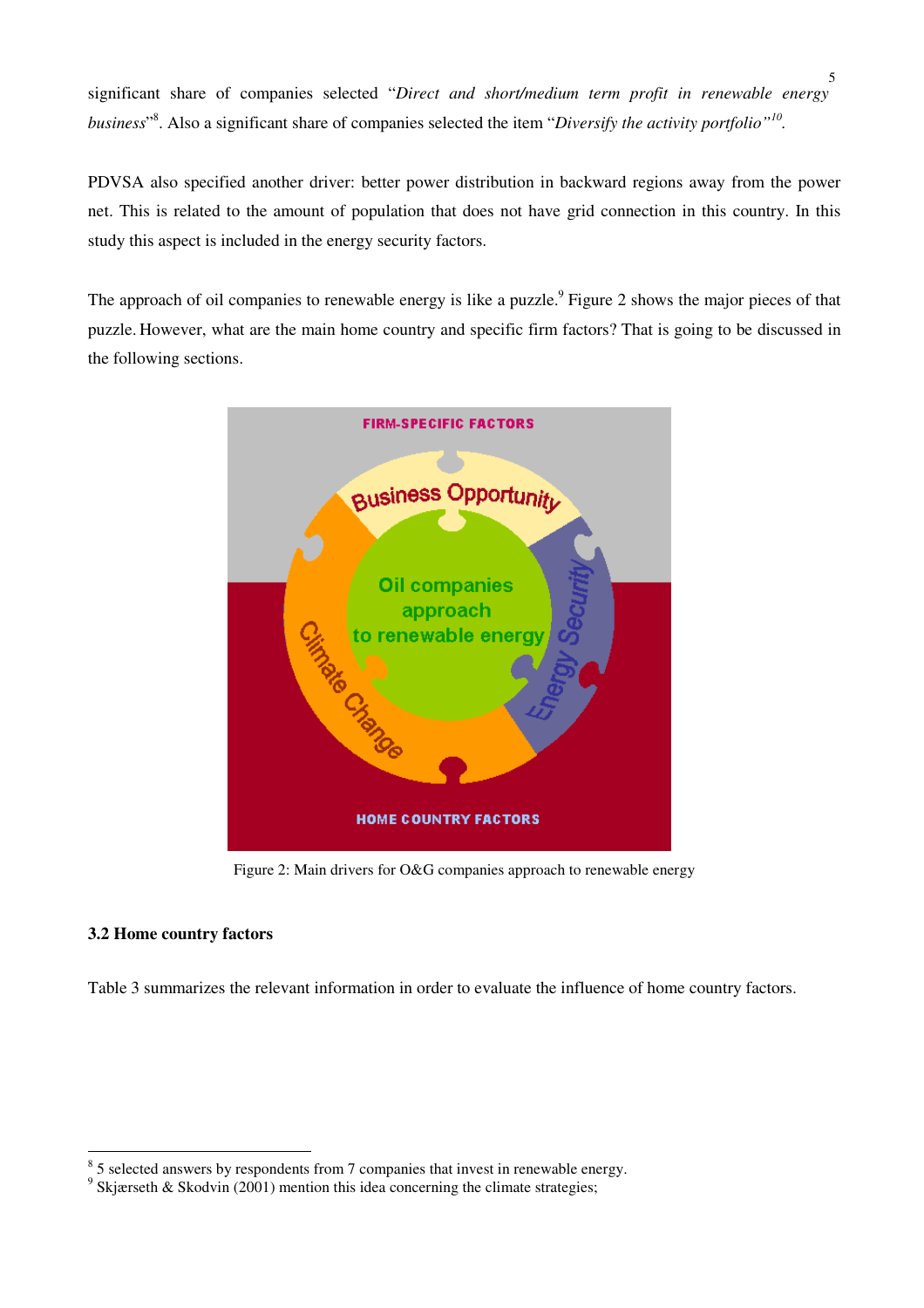significant share of companies selected "*Direct and short/medium term profit in renewable energy business*"[8]. Also a significant share of companies selected the item "*Diversify the activity portfolio*"[10].

PDVSA also specified another driver: better power distribution in backward regions away from the power net. This is related to the amount of population that does not have grid connection in this country. In this study this aspect is included in the energy security factors.

The approach of oil companies to renewable energy is like a puzzle.[9] Figure 2 shows the major pieces of that puzzle. However, what are the main home country and specific firm factors? That is going to be discussed in the following sections.

FIRM-SPECIFIC FACTORS

Business Opportunity

Oil companies approach to renewable energy

Climate Change

Energy Security

HOME COUNTRY FACTORS

Figure 2: Main drivers for O&G companies approach to renewable energy

### 3.2 Home country factors

Table 3 summarizes the relevant information in order to evaluate the influence of home country factors.

---

[8] 5 selected answers by respondents from 7 companies that invest in renewable energy.

[9] Skjærseth & Skodvin (2001) mention this idea concerning the climate strategies;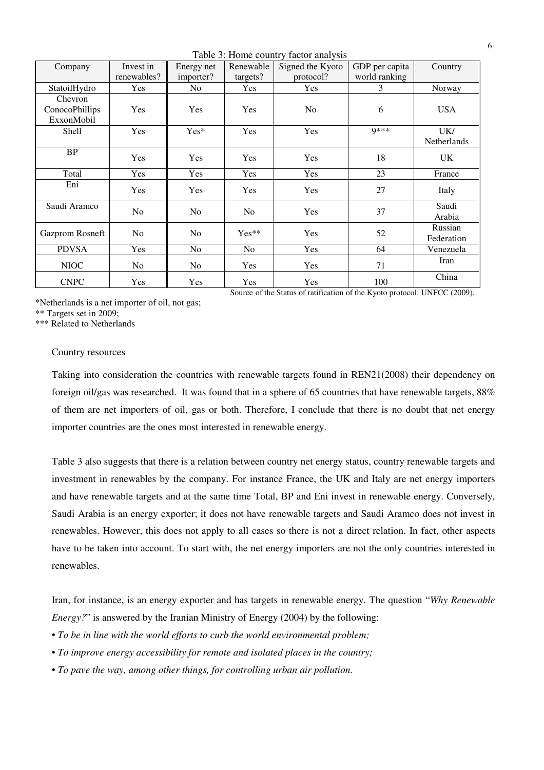Table 3: Home country factor analysis

| Company | Invest in renewables? | Energy net importer? | Renewable targets? | Signed the Kyoto protocol? | GDP per capita world ranking | Country |
|---|---|---|---|---|---|---|
| StatoilHydro | Yes | No | Yes | Yes | 3 | Norway |
| Chevron ConocoPhillips ExxonMobil | Yes | Yes | Yes | No | 6 | USA |
| Shell | Yes | Yes* | Yes | Yes | 9*** | UK/ Netherlands |
| BP | Yes | Yes | Yes | Yes | 18 | UK |
| Total | Yes | Yes | Yes | Yes | 23 | France |
| Eni | Yes | Yes | Yes | Yes | 27 | Italy |
| Saudi Aramco | No | No | No | Yes | 37 | Saudi Arabia |
| Gazprom Rosneft | No | No | Yes** | Yes | 52 | Russian Federation |
| PDVSA | Yes | No | No | Yes | 64 | Venezuela |
| NIOC | No | No | Yes | Yes | 71 | Iran |
| CNPC | Yes | Yes | Yes | Yes | 100 | China |

Source of the Status of ratification of the Kyoto protocol: UNFCC (2009).

*Netherlands is a net importer of oil, not gas;
** Targets set in 2009;
*** Related to Netherlands

Country resources

Taking into consideration the countries with renewable targets found in REN21(2008) their dependency on foreign oil/gas was researched. It was found that in a sphere of 65 countries that have renewable targets, 88% of them are net importers of oil, gas or both. Therefore, I conclude that there is no doubt that net energy importer countries are the ones most interested in renewable energy.

Table 3 also suggests that there is a relation between country net energy status, country renewable targets and investment in renewables by the company. For instance France, the UK and Italy are net energy importers and have renewable targets and at the same time Total, BP and Eni invest in renewable energy. Conversely, Saudi Arabia is an energy exporter; it does not have renewable targets and Saudi Aramco does not invest in renewables. However, this does not apply to all cases so there is not a direct relation. In fact, other aspects have to be taken into account. To start with, the net energy importers are not the only countries interested in renewables.

Iran, for instance, is an energy exporter and has targets in renewable energy. The question "*Why Renewable Energy?*" is answered by the Iranian Ministry of Energy (2004) by the following:

- *To be in line with the world efforts to curb the world environmental problem;*
- *To improve energy accessibility for remote and isolated places in the country;*
- *To pave the way, among other things, for controlling urban air pollution.*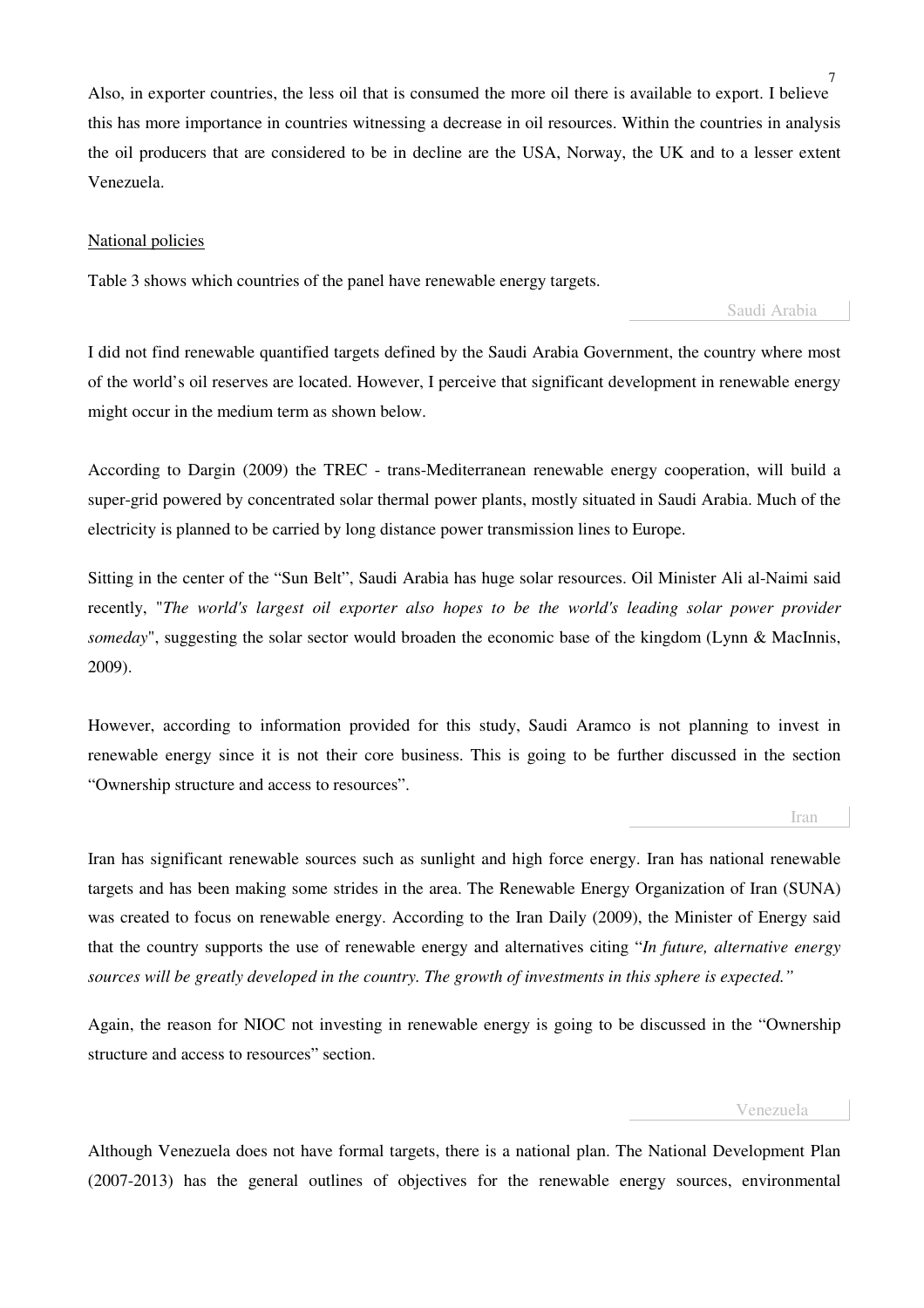Also, in exporter countries, the less oil that is consumed the more oil there is available to export. I believe this has more importance in countries witnessing a decrease in oil resources. Within the countries in analysis the oil producers that are considered to be in decline are the USA, Norway, the UK and to a lesser extent Venezuela.

National policies

Table 3 shows which countries of the panel have renewable energy targets.

### Saudi Arabia

I did not find renewable quantified targets defined by the Saudi Arabia Government, the country where most of the world's oil reserves are located. However, I perceive that significant development in renewable energy might occur in the medium term as shown below.

According to Dargin (2009) the TREC - trans-Mediterranean renewable energy cooperation, will build a super-grid powered by concentrated solar thermal power plants, mostly situated in Saudi Arabia. Much of the electricity is planned to be carried by long distance power transmission lines to Europe.

Sitting in the center of the "Sun Belt", Saudi Arabia has huge solar resources. Oil Minister Ali al-Naimi said recently, "*The world's largest oil exporter also hopes to be the world's leading solar power provider someday*", suggesting the solar sector would broaden the economic base of the kingdom (Lynn & MacInnis, 2009).

However, according to information provided for this study, Saudi Aramco is not planning to invest in renewable energy since it is not their core business. This is going to be further discussed in the section "Ownership structure and access to resources".

### Iran

Iran has significant renewable sources such as sunlight and high force energy. Iran has national renewable targets and has been making some strides in the area. The Renewable Energy Organization of Iran (SUNA) was created to focus on renewable energy. According to the Iran Daily (2009), the Minister of Energy said that the country supports the use of renewable energy and alternatives citing "*In future, alternative energy sources will be greatly developed in the country. The growth of investments in this sphere is expected."*

Again, the reason for NIOC not investing in renewable energy is going to be discussed in the "Ownership structure and access to resources" section.

### Venezuela

Although Venezuela does not have formal targets, there is a national plan. The National Development Plan (2007-2013) has the general outlines of objectives for the renewable energy sources, environmental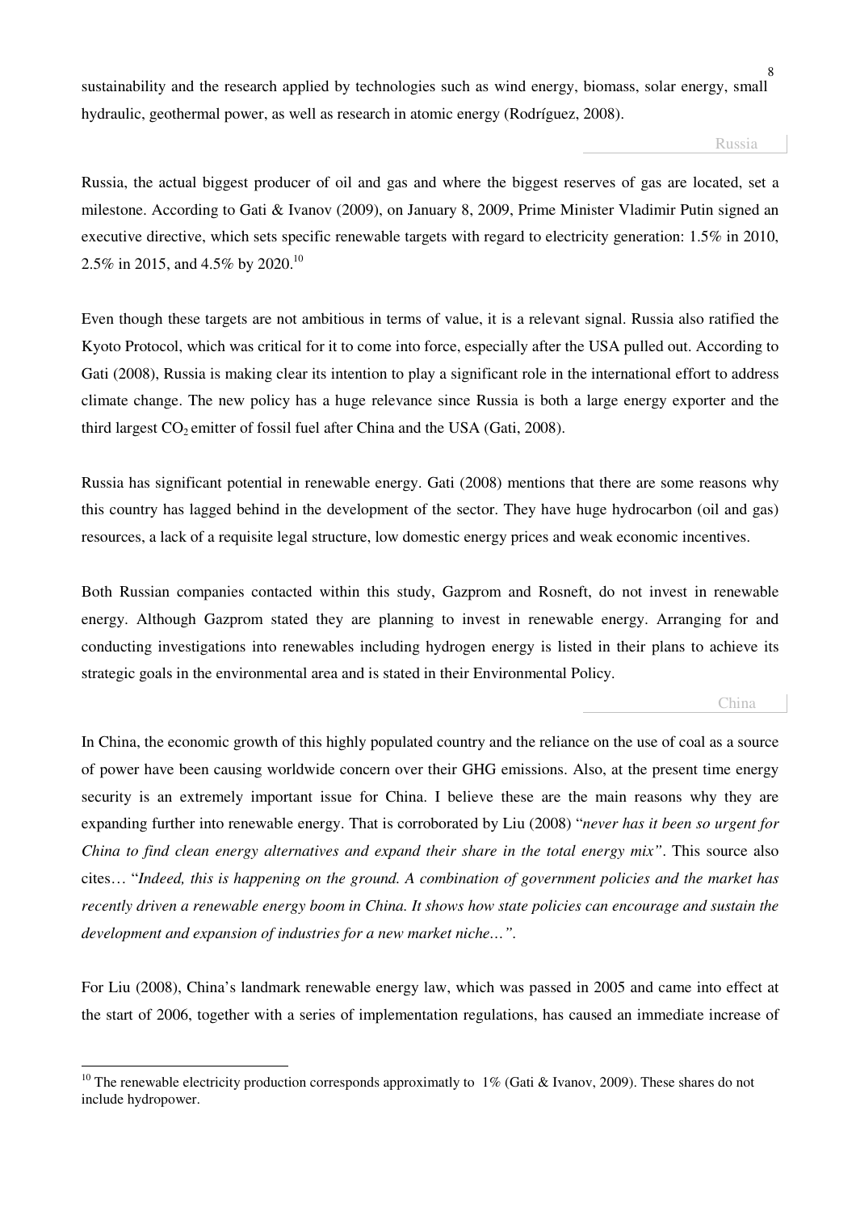sustainability and the research applied by technologies such as wind energy, biomass, solar energy, small hydraulic, geothermal power, as well as research in atomic energy (Rodríguez, 2008).

### Russia

Russia, the actual biggest producer of oil and gas and where the biggest reserves of gas are located, set a milestone. According to Gati & Ivanov (2009), on January 8, 2009, Prime Minister Vladimir Putin signed an executive directive, which sets specific renewable targets with regard to electricity generation: 1.5% in 2010, 2.5% in 2015, and 4.5% by 2020.[10]

Even though these targets are not ambitious in terms of value, it is a relevant signal. Russia also ratified the Kyoto Protocol, which was critical for it to come into force, especially after the USA pulled out. According to Gati (2008), Russia is making clear its intention to play a significant role in the international effort to address climate change. The new policy has a huge relevance since Russia is both a large energy exporter and the third largest $CO_2$ emitter of fossil fuel after China and the USA (Gati, 2008).

Russia has significant potential in renewable energy. Gati (2008) mentions that there are some reasons why this country has lagged behind in the development of the sector. They have huge hydrocarbon (oil and gas) resources, a lack of a requisite legal structure, low domestic energy prices and weak economic incentives.

Both Russian companies contacted within this study, Gazprom and Rosneft, do not invest in renewable energy. Although Gazprom stated they are planning to invest in renewable energy. Arranging for and conducting investigations into renewables including hydrogen energy is listed in their plans to achieve its strategic goals in the environmental area and is stated in their Environmental Policy.

### China

In China, the economic growth of this highly populated country and the reliance on the use of coal as a source of power have been causing worldwide concern over their GHG emissions. Also, at the present time energy security is an extremely important issue for China. I believe these are the main reasons why they are expanding further into renewable energy. That is corroborated by Liu (2008) "*never has it been so urgent for China to find clean energy alternatives and expand their share in the total energy mix"*. This source also cites… "*Indeed, this is happening on the ground. A combination of government policies and the market has recently driven a renewable energy boom in China. It shows how state policies can encourage and sustain the development and expansion of industries for a new market niche…"*.

For Liu (2008), China's landmark renewable energy law, which was passed in 2005 and came into effect at the start of 2006, together with a series of implementation regulations, has caused an immediate increase of

---

[10] The renewable electricity production corresponds approximatly to 1% (Gati & Ivanov, 2009). These shares do not include hydropower.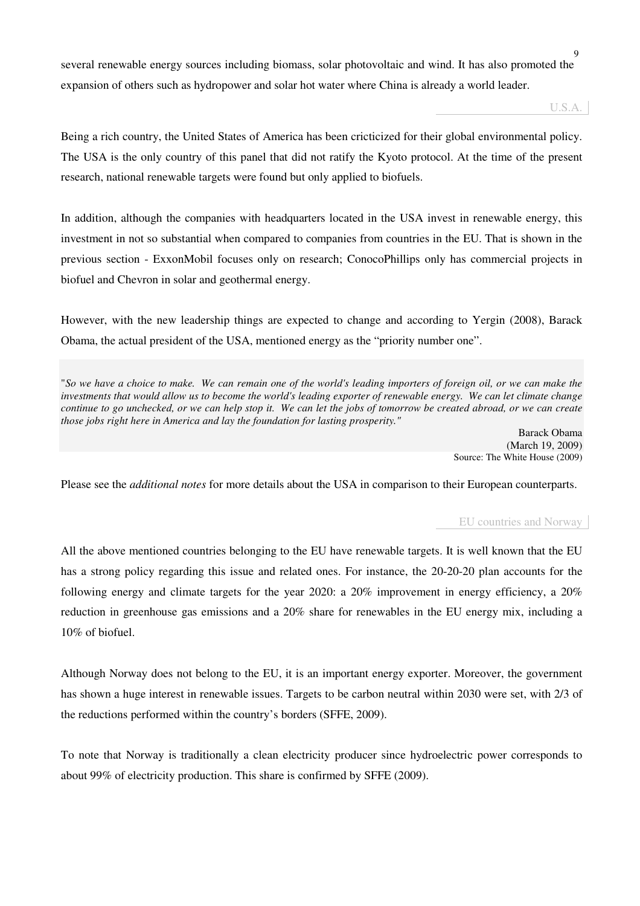several renewable energy sources including biomass, solar photovoltaic and wind. It has also promoted the expansion of others such as hydropower and solar hot water where China is already a world leader.

### U.S.A.

Being a rich country, the United States of America has been cricticized for their global environmental policy. The USA is the only country of this panel that did not ratify the Kyoto protocol. At the time of the present research, national renewable targets were found but only applied to biofuels.

In addition, although the companies with headquarters located in the USA invest in renewable energy, this investment in not so substantial when compared to companies from countries in the EU. That is shown in the previous section - ExxonMobil focuses only on research; ConocoPhillips only has commercial projects in biofuel and Chevron in solar and geothermal energy.

However, with the new leadership things are expected to change and according to Yergin (2008), Barack Obama, the actual president of the USA, mentioned energy as the "priority number one".

> "*So we have a choice to make. We can remain one of the world's leading importers of foreign oil, or we can make the investments that would allow us to become the world's leading exporter of renewable energy. We can let climate change continue to go unchecked, or we can help stop it. We can let the jobs of tomorrow be created abroad, or we can create those jobs right here in America and lay the foundation for lasting prosperity.*"
>
> Barack Obama
> (March 19, 2009)
> Source: The White House (2009)

Please see the *additional notes* for more details about the USA in comparison to their European counterparts.

### EU countries and Norway

All the above mentioned countries belonging to the EU have renewable targets. It is well known that the EU has a strong policy regarding this issue and related ones. For instance, the 20-20-20 plan accounts for the following energy and climate targets for the year 2020: a 20% improvement in energy efficiency, a 20% reduction in greenhouse gas emissions and a 20% share for renewables in the EU energy mix, including a 10% of biofuel.

Although Norway does not belong to the EU, it is an important energy exporter. Moreover, the government has shown a huge interest in renewable issues. Targets to be carbon neutral within 2030 were set, with 2/3 of the reductions performed within the country's borders (SFFE, 2009).

To note that Norway is traditionally a clean electricity producer since hydroelectric power corresponds to about 99% of electricity production. This share is confirmed by SFFE (2009).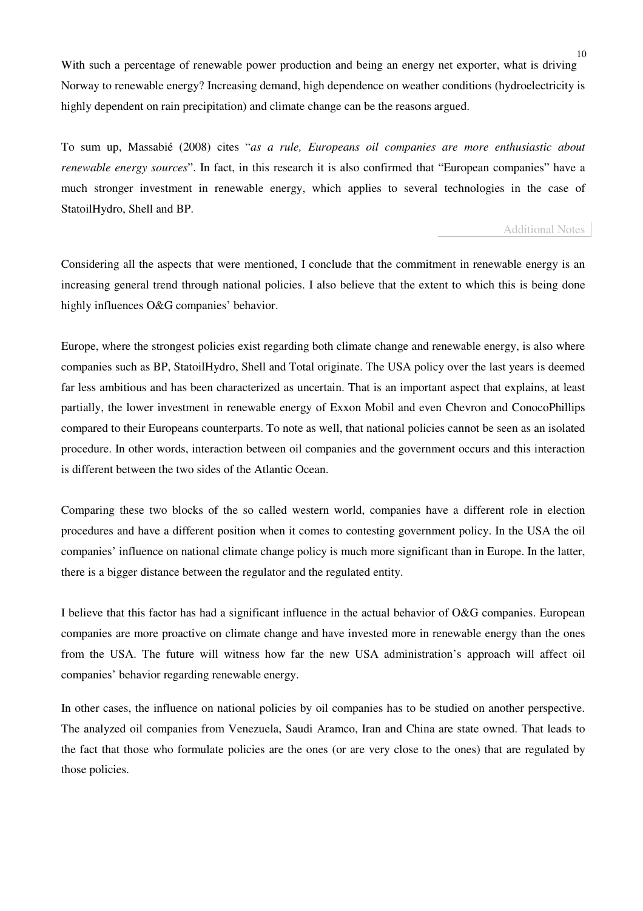With such a percentage of renewable power production and being an energy net exporter, what is driving Norway to renewable energy? Increasing demand, high dependence on weather conditions (hydroelectricity is highly dependent on rain precipitation) and climate change can be the reasons argued.

To sum up, Massabié (2008) cites "*as a rule, Europeans oil companies are more enthusiastic about renewable energy sources*". In fact, in this research it is also confirmed that "European companies" have a much stronger investment in renewable energy, which applies to several technologies in the case of StatoilHydro, Shell and BP.

Additional Notes

Considering all the aspects that were mentioned, I conclude that the commitment in renewable energy is an increasing general trend through national policies. I also believe that the extent to which this is being done highly influences O&G companies' behavior.

Europe, where the strongest policies exist regarding both climate change and renewable energy, is also where companies such as BP, StatoilHydro, Shell and Total originate. The USA policy over the last years is deemed far less ambitious and has been characterized as uncertain. That is an important aspect that explains, at least partially, the lower investment in renewable energy of Exxon Mobil and even Chevron and ConocoPhillips compared to their Europeans counterparts. To note as well, that national policies cannot be seen as an isolated procedure. In other words, interaction between oil companies and the government occurs and this interaction is different between the two sides of the Atlantic Ocean.

Comparing these two blocks of the so called western world, companies have a different role in election procedures and have a different position when it comes to contesting government policy. In the USA the oil companies' influence on national climate change policy is much more significant than in Europe. In the latter, there is a bigger distance between the regulator and the regulated entity.

I believe that this factor has had a significant influence in the actual behavior of O&G companies. European companies are more proactive on climate change and have invested more in renewable energy than the ones from the USA. The future will witness how far the new USA administration's approach will affect oil companies' behavior regarding renewable energy.

In other cases, the influence on national policies by oil companies has to be studied on another perspective. The analyzed oil companies from Venezuela, Saudi Aramco, Iran and China are state owned. That leads to the fact that those who formulate policies are the ones (or are very close to the ones) that are regulated by those policies.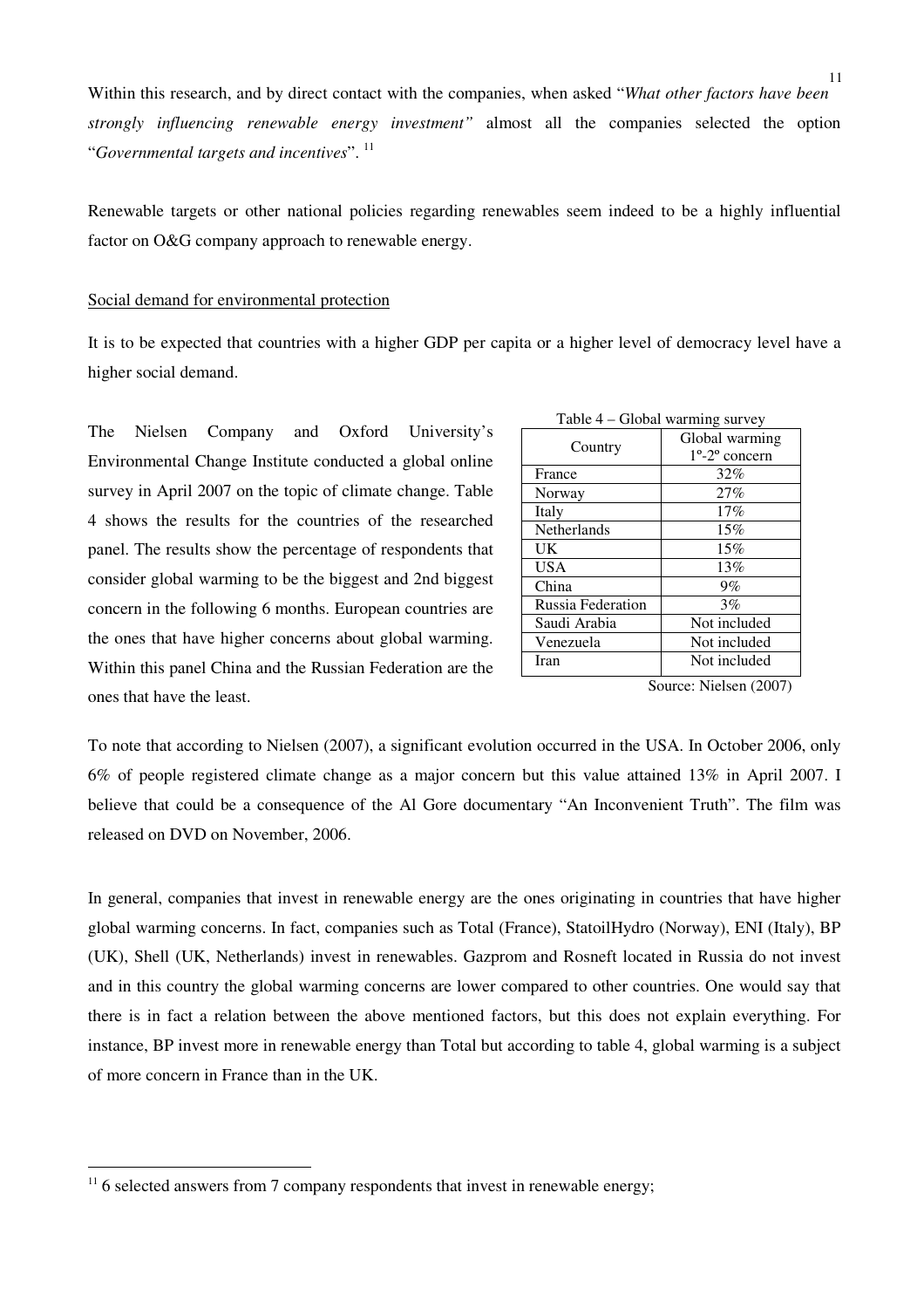Within this research, and by direct contact with the companies, when asked "*What other factors have been strongly influencing renewable energy investment"* almost all the companies selected the option "*Governmental targets and incentives*". [11]

Renewable targets or other national policies regarding renewables seem indeed to be a highly influential factor on O&G company approach to renewable energy.

Social demand for environmental protection

It is to be expected that countries with a higher GDP per capita or a higher level of democracy level have a higher social demand.

The Nielsen Company and Oxford University's Environmental Change Institute conducted a global online survey in April 2007 on the topic of climate change. Table 4 shows the results for the countries of the researched panel. The results show the percentage of respondents that consider global warming to be the biggest and 2nd biggest concern in the following 6 months. European countries are the ones that have higher concerns about global warming. Within this panel China and the Russian Federation are the ones that have the least.

Table 4 – Global warming survey

| Country | Global warming 1º-2º concern |
|---|---|
| France | 32% |
| Norway | 27% |
| Italy | 17% |
| Netherlands | 15% |
| UK | 15% |
| USA | 13% |
| China | 9% |
| Russia Federation | 3% |
| Saudi Arabia | Not included |
| Venezuela | Not included |
| Iran | Not included |

Source: Nielsen (2007)

To note that according to Nielsen (2007), a significant evolution occurred in the USA. In October 2006, only 6% of people registered climate change as a major concern but this value attained 13% in April 2007. I believe that could be a consequence of the Al Gore documentary "An Inconvenient Truth". The film was released on DVD on November, 2006.

In general, companies that invest in renewable energy are the ones originating in countries that have higher global warming concerns. In fact, companies such as Total (France), StatoilHydro (Norway), ENI (Italy), BP (UK), Shell (UK, Netherlands) invest in renewables. Gazprom and Rosneft located in Russia do not invest and in this country the global warming concerns are lower compared to other countries. One would say that there is in fact a relation between the above mentioned factors, but this does not explain everything. For instance, BP invest more in renewable energy than Total but according to table 4, global warming is a subject of more concern in France than in the UK.

[11] 6 selected answers from 7 company respondents that invest in renewable energy;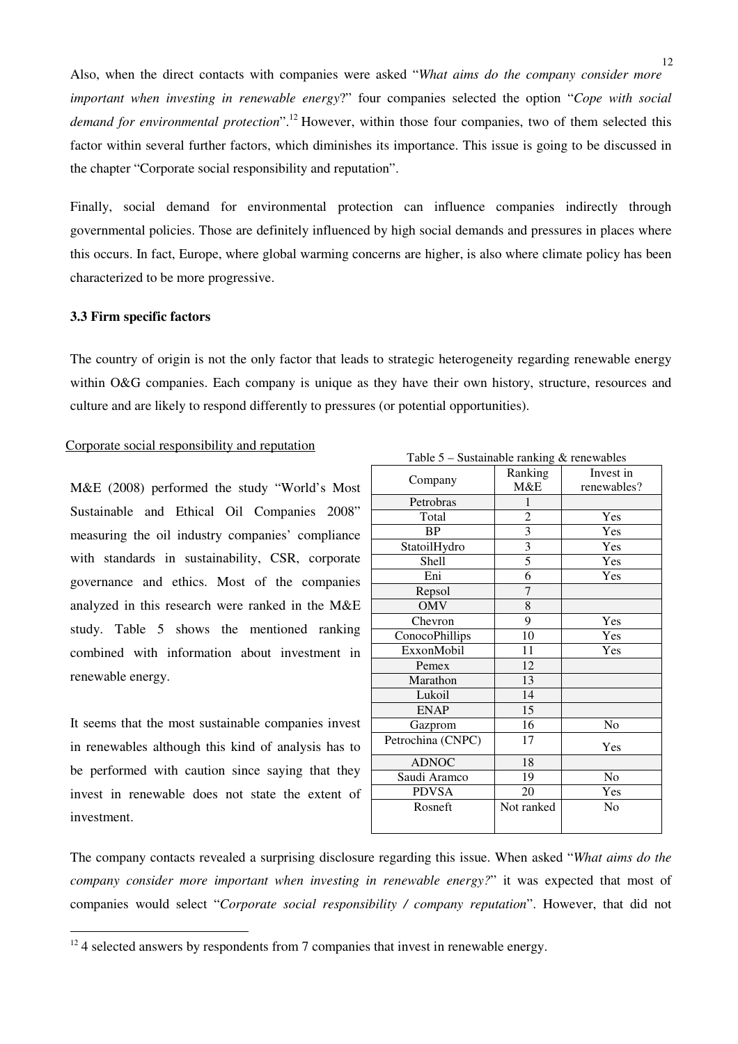Also, when the direct contacts with companies were asked "*What aims do the company consider more important when investing in renewable energy*?" four companies selected the option "*Cope with social demand for environmental protection*".[12] However, within those four companies, two of them selected this factor within several further factors, which diminishes its importance. This issue is going to be discussed in the chapter "Corporate social responsibility and reputation".

Finally, social demand for environmental protection can influence companies indirectly through governmental policies. Those are definitely influenced by high social demands and pressures in places where this occurs. In fact, Europe, where global warming concerns are higher, is also where climate policy has been characterized to be more progressive.

### 3.3 Firm specific factors

The country of origin is not the only factor that leads to strategic heterogeneity regarding renewable energy within O&G companies. Each company is unique as they have their own history, structure, resources and culture and are likely to respond differently to pressures (or potential opportunities).

Corporate social responsibility and reputation

M&E (2008) performed the study "World's Most Sustainable and Ethical Oil Companies 2008" measuring the oil industry companies' compliance with standards in sustainability, CSR, corporate governance and ethics. Most of the companies analyzed in this research were ranked in the M&E study. Table 5 shows the mentioned ranking combined with information about investment in renewable energy.

Table 5 – Sustainable ranking & renewables

| Company | Ranking M&E | Invest in renewables? |
|---|---|---|
| Petrobras | 1 | |
| Total | 2 | Yes |
| BP | 3 | Yes |
| StatoilHydro | 3 | Yes |
| Shell | 5 | Yes |
| Eni | 6 | Yes |
| Repsol | 7 | |
| OMV | 8 | |
| Chevron | 9 | Yes |
| ConocoPhillips | 10 | Yes |
| ExxonMobil | 11 | Yes |
| Pemex | 12 | |
| Marathon | 13 | |
| Lukoil | 14 | |
| ENAP | 15 | |
| Gazprom | 16 | No |
| Petrochina (CNPC) | 17 | Yes |
| ADNOC | 18 | |
| Saudi Aramco | 19 | No |
| PDVSA | 20 | Yes |
| Rosneft | Not ranked | No |

It seems that the most sustainable companies invest in renewables although this kind of analysis has to be performed with caution since saying that they invest in renewable does not state the extent of investment.

The company contacts revealed a surprising disclosure regarding this issue. When asked "*What aims do the company consider more important when investing in renewable energy?*" it was expected that most of companies would select "*Corporate social responsibility / company reputation*". However, that did not

[12] 4 selected answers by respondents from 7 companies that invest in renewable energy.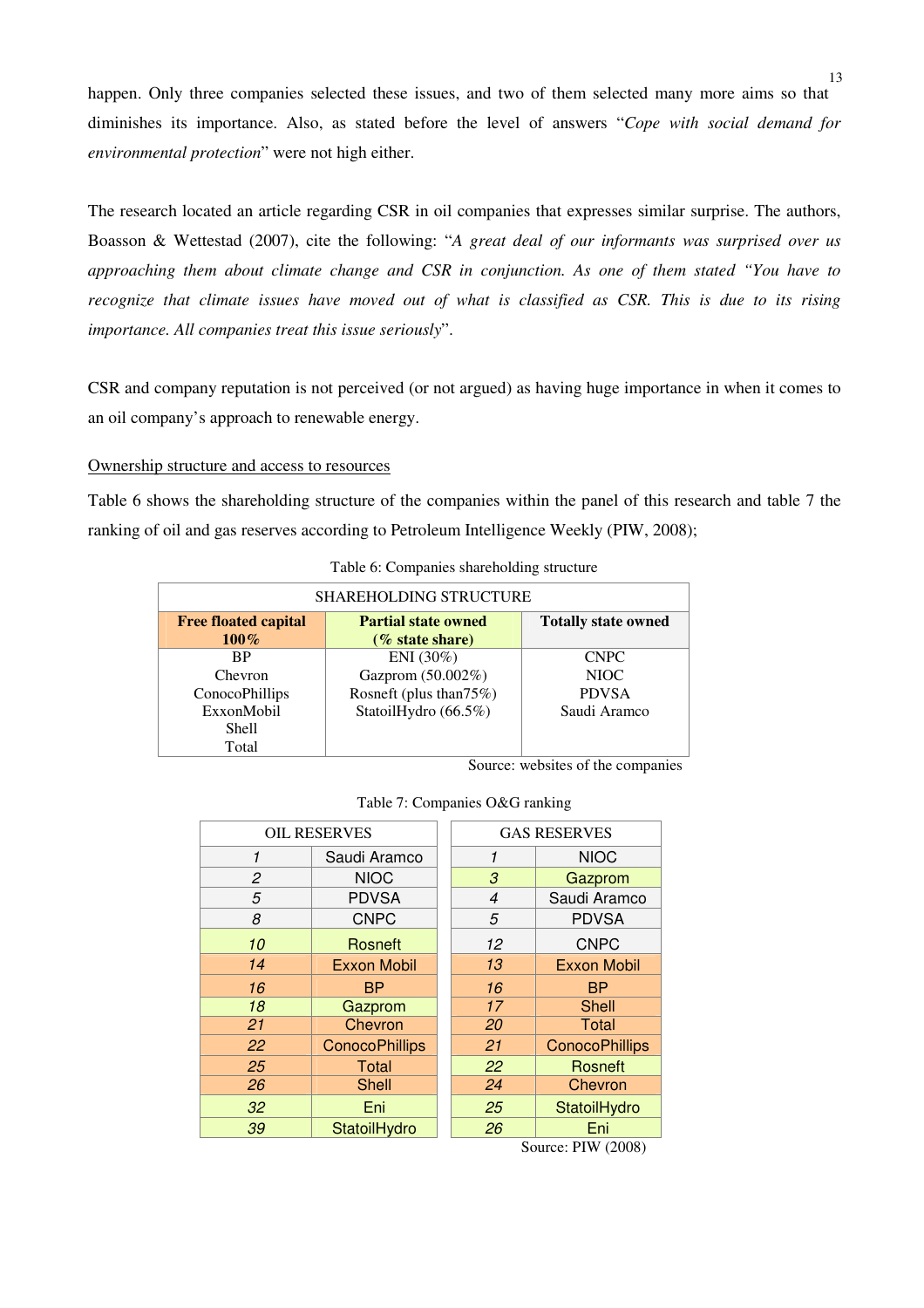happen. Only three companies selected these issues, and two of them selected many more aims so that diminishes its importance. Also, as stated before the level of answers "*Cope with social demand for environmental protection*" were not high either.

The research located an article regarding CSR in oil companies that expresses similar surprise. The authors, Boasson & Wettestad (2007), cite the following: "*A great deal of our informants was surprised over us approaching them about climate change and CSR in conjunction. As one of them stated "You have to recognize that climate issues have moved out of what is classified as CSR. This is due to its rising importance. All companies treat this issue seriously*".

CSR and company reputation is not perceived (or not argued) as having huge importance in when it comes to an oil company's approach to renewable energy.

<u>Ownership structure and access to resources</u>

Table 6 shows the shareholding structure of the companies within the panel of this research and table 7 the ranking of oil and gas reserves according to Petroleum Intelligence Weekly (PIW, 2008);

Table 6: Companies shareholding structure

| SHAREHOLDING STRUCTURE | | |
|---|---|---|
| **Free floated capital 100%** | **Partial state owned (% state share)** | **Totally state owned** |
| BP | ENI (30%) | CNPC |
| Chevron | Gazprom (50.002%) | NIOC |
| ConocoPhillips | Rosneft (plus than75%) | PDVSA |
| ExxonMobil | StatoilHydro (66.5%) | Saudi Aramco |
| Shell | | |
| Total | | |

Source: websites of the companies

Table 7: Companies O&G ranking

| OIL RESERVES | | GAS RESERVES | |
|---|---|---|---|
| 1 | Saudi Aramco | 1 | NIOC |
| 2 | NIOC | 3 | Gazprom |
| 5 | PDVSA | 4 | Saudi Aramco |
| 8 | CNPC | 5 | PDVSA |
| 10 | Rosneft | 12 | CNPC |
| 14 | Exxon Mobil | 13 | Exxon Mobil |
| 16 | BP | 16 | BP |
| 18 | Gazprom | 17 | Shell |
| 21 | Chevron | 20 | Total |
| 22 | ConocoPhillips | 21 | ConocoPhillips |
| 25 | Total | 22 | Rosneft |
| 26 | Shell | 24 | Chevron |
| 32 | Eni | 25 | StatoilHydro |
| 39 | StatoilHydro | 26 | Eni |

Source: PIW (2008)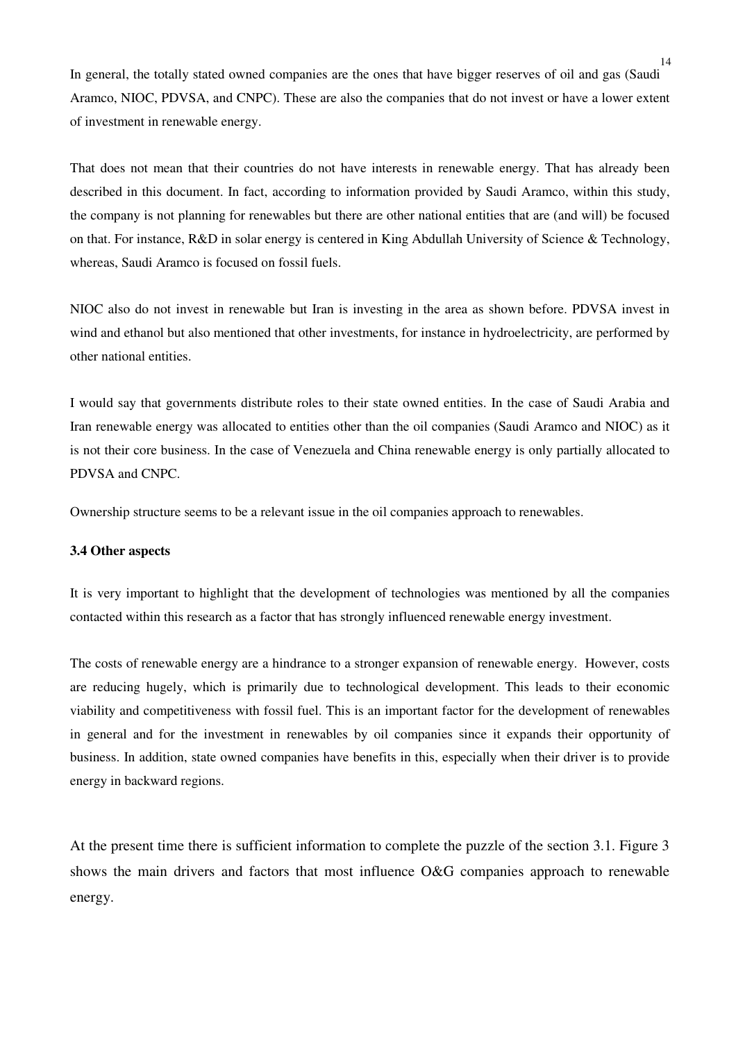In general, the totally stated owned companies are the ones that have bigger reserves of oil and gas (Saudi Aramco, NIOC, PDVSA, and CNPC). These are also the companies that do not invest or have a lower extent of investment in renewable energy.

That does not mean that their countries do not have interests in renewable energy. That has already been described in this document. In fact, according to information provided by Saudi Aramco, within this study, the company is not planning for renewables but there are other national entities that are (and will) be focused on that. For instance, R&D in solar energy is centered in King Abdullah University of Science & Technology, whereas, Saudi Aramco is focused on fossil fuels.

NIOC also do not invest in renewable but Iran is investing in the area as shown before. PDVSA invest in wind and ethanol but also mentioned that other investments, for instance in hydroelectricity, are performed by other national entities.

I would say that governments distribute roles to their state owned entities. In the case of Saudi Arabia and Iran renewable energy was allocated to entities other than the oil companies (Saudi Aramco and NIOC) as it is not their core business. In the case of Venezuela and China renewable energy is only partially allocated to PDVSA and CNPC.

Ownership structure seems to be a relevant issue in the oil companies approach to renewables.

### 3.4 Other aspects

It is very important to highlight that the development of technologies was mentioned by all the companies contacted within this research as a factor that has strongly influenced renewable energy investment.

The costs of renewable energy are a hindrance to a stronger expansion of renewable energy. However, costs are reducing hugely, which is primarily due to technological development. This leads to their economic viability and competitiveness with fossil fuel. This is an important factor for the development of renewables in general and for the investment in renewables by oil companies since it expands their opportunity of business. In addition, state owned companies have benefits in this, especially when their driver is to provide energy in backward regions.

At the present time there is sufficient information to complete the puzzle of the section 3.1. Figure 3 shows the main drivers and factors that most influence O&G companies approach to renewable energy.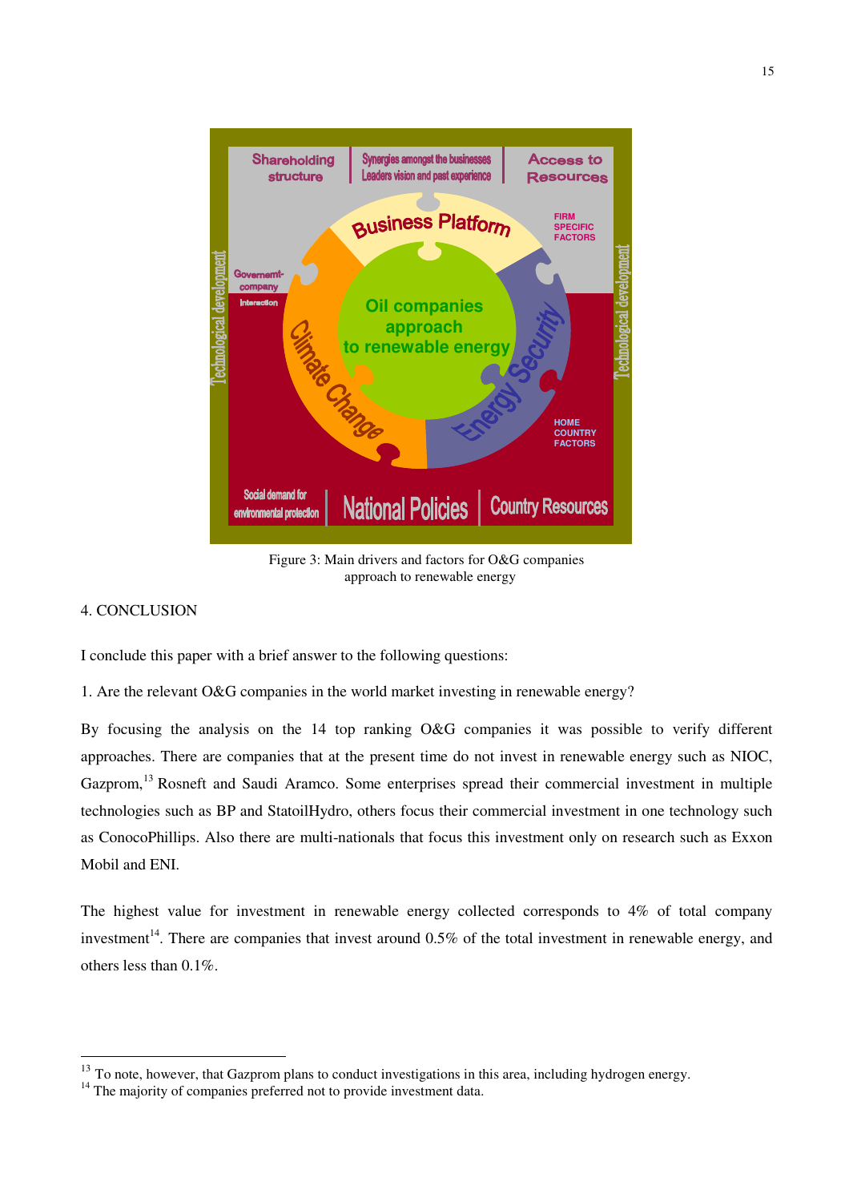Figure 3: Main drivers and factors for O&G companies approach to renewable energy

## 4. CONCLUSION

I conclude this paper with a brief answer to the following questions:

1. Are the relevant O&G companies in the world market investing in renewable energy?

By focusing the analysis on the 14 top ranking O&G companies it was possible to verify different approaches. There are companies that at the present time do not invest in renewable energy such as NIOC, Gazprom,[13] Rosneft and Saudi Aramco. Some enterprises spread their commercial investment in multiple technologies such as BP and StatoilHydro, others focus their commercial investment in one technology such as ConocoPhillips. Also there are multi-nationals that focus this investment only on research such as Exxon Mobil and ENI.

The highest value for investment in renewable energy collected corresponds to 4% of total company investment[14]. There are companies that invest around 0.5% of the total investment in renewable energy, and others less than 0.1%.

---

[13] To note, however, that Gazprom plans to conduct investigations in this area, including hydrogen energy.

[14] The majority of companies preferred not to provide investment data.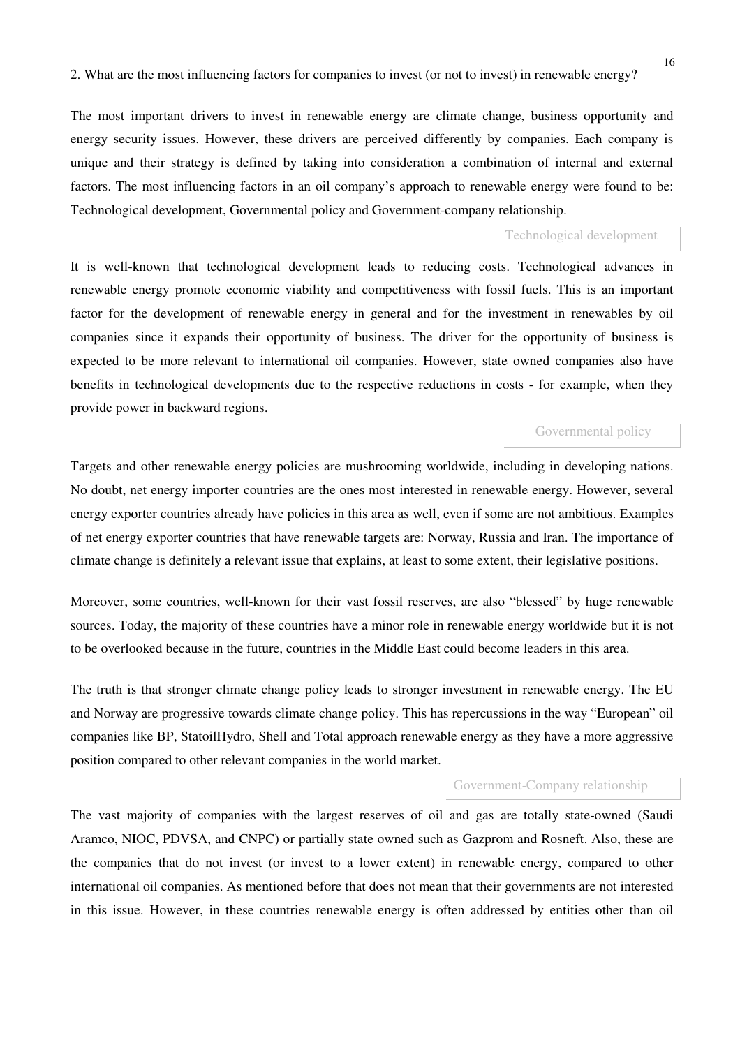2. What are the most influencing factors for companies to invest (or not to invest) in renewable energy?

The most important drivers to invest in renewable energy are climate change, business opportunity and energy security issues. However, these drivers are perceived differently by companies. Each company is unique and their strategy is defined by taking into consideration a combination of internal and external factors. The most influencing factors in an oil company's approach to renewable energy were found to be: Technological development, Governmental policy and Government-company relationship.

### Technological development

It is well-known that technological development leads to reducing costs. Technological advances in renewable energy promote economic viability and competitiveness with fossil fuels. This is an important factor for the development of renewable energy in general and for the investment in renewables by oil companies since it expands their opportunity of business. The driver for the opportunity of business is expected to be more relevant to international oil companies. However, state owned companies also have benefits in technological developments due to the respective reductions in costs - for example, when they provide power in backward regions.

### Governmental policy

Targets and other renewable energy policies are mushrooming worldwide, including in developing nations. No doubt, net energy importer countries are the ones most interested in renewable energy. However, several energy exporter countries already have policies in this area as well, even if some are not ambitious. Examples of net energy exporter countries that have renewable targets are: Norway, Russia and Iran. The importance of climate change is definitely a relevant issue that explains, at least to some extent, their legislative positions.

Moreover, some countries, well-known for their vast fossil reserves, are also "blessed" by huge renewable sources. Today, the majority of these countries have a minor role in renewable energy worldwide but it is not to be overlooked because in the future, countries in the Middle East could become leaders in this area.

The truth is that stronger climate change policy leads to stronger investment in renewable energy. The EU and Norway are progressive towards climate change policy. This has repercussions in the way "European" oil companies like BP, StatoilHydro, Shell and Total approach renewable energy as they have a more aggressive position compared to other relevant companies in the world market.

### Government-Company relationship

The vast majority of companies with the largest reserves of oil and gas are totally state-owned (Saudi Aramco, NIOC, PDVSA, and CNPC) or partially state owned such as Gazprom and Rosneft. Also, these are the companies that do not invest (or invest to a lower extent) in renewable energy, compared to other international oil companies. As mentioned before that does not mean that their governments are not interested in this issue. However, in these countries renewable energy is often addressed by entities other than oil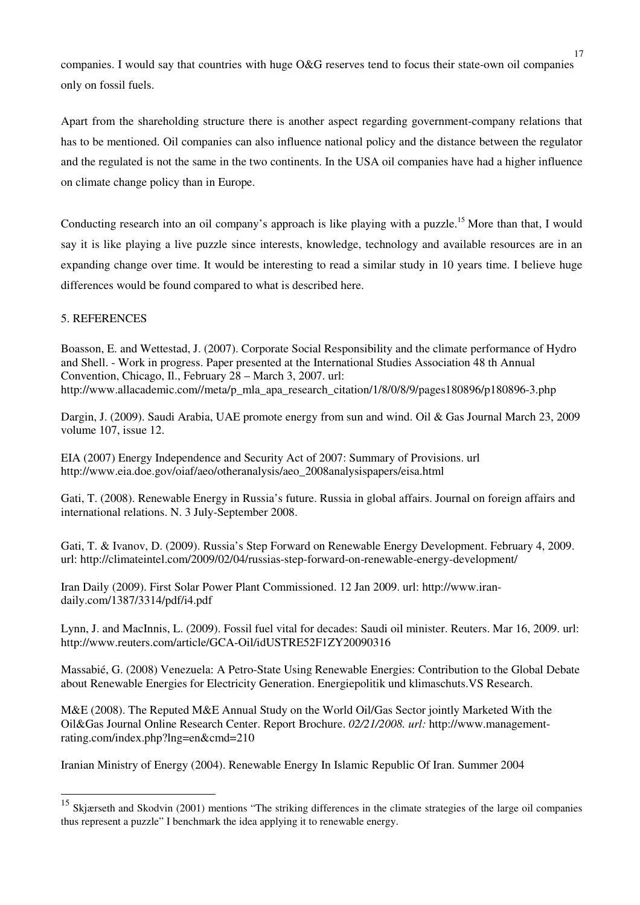companies. I would say that countries with huge O&G reserves tend to focus their state-own oil companies only on fossil fuels.

Apart from the shareholding structure there is another aspect regarding government-company relations that has to be mentioned. Oil companies can also influence national policy and the distance between the regulator and the regulated is not the same in the two continents. In the USA oil companies have had a higher influence on climate change policy than in Europe.

Conducting research into an oil company's approach is like playing with a puzzle.[15] More than that, I would say it is like playing a live puzzle since interests, knowledge, technology and available resources are in an expanding change over time. It would be interesting to read a similar study in 10 years time. I believe huge differences would be found compared to what is described here.

## 5. REFERENCES

Boasson, E. and Wettestad, J. (2007). Corporate Social Responsibility and the climate performance of Hydro and Shell. - Work in progress. Paper presented at the International Studies Association 48 th Annual Convention, Chicago, Il., February 28 – March 3, 2007. url: http://www.allacademic.com//meta/p_mla_apa_research_citation/1/8/0/8/9/pages180896/p180896-3.php

Dargin, J. (2009). Saudi Arabia, UAE promote energy from sun and wind. Oil & Gas Journal March 23, 2009 volume 107, issue 12.

EIA (2007) Energy Independence and Security Act of 2007: Summary of Provisions. url http://www.eia.doe.gov/oiaf/aeo/otheranalysis/aeo_2008analysispapers/eisa.html

Gati, T. (2008). Renewable Energy in Russia's future. Russia in global affairs. Journal on foreign affairs and international relations. N. 3 July-September 2008.

Gati, T. & Ivanov, D. (2009). Russia's Step Forward on Renewable Energy Development. February 4, 2009. url: http://climateintel.com/2009/02/04/russias-step-forward-on-renewable-energy-development/

Iran Daily (2009). First Solar Power Plant Commissioned. 12 Jan 2009. url: http://www.iran-daily.com/1387/3314/pdf/i4.pdf

Lynn, J. and MacInnis, L. (2009). Fossil fuel vital for decades: Saudi oil minister. Reuters. Mar 16, 2009. url: http://www.reuters.com/article/GCA-Oil/idUSTRE52F1ZY20090316

Massabié, G. (2008) Venezuela: A Petro-State Using Renewable Energies: Contribution to the Global Debate about Renewable Energies for Electricity Generation. Energiepolitik und klimaschuts.VS Research.

M&E (2008). The Reputed M&E Annual Study on the World Oil/Gas Sector jointly Marketed With the Oil&Gas Journal Online Research Center. Report Brochure. *02/21/2008. url:* http://www.management-rating.com/index.php?lng=en&cmd=210

Iranian Ministry of Energy (2004). Renewable Energy In Islamic Republic Of Iran. Summer 2004

---

[15] Skjærseth and Skodvin (2001) mentions "The striking differences in the climate strategies of the large oil companies thus represent a puzzle" I benchmark the idea applying it to renewable energy.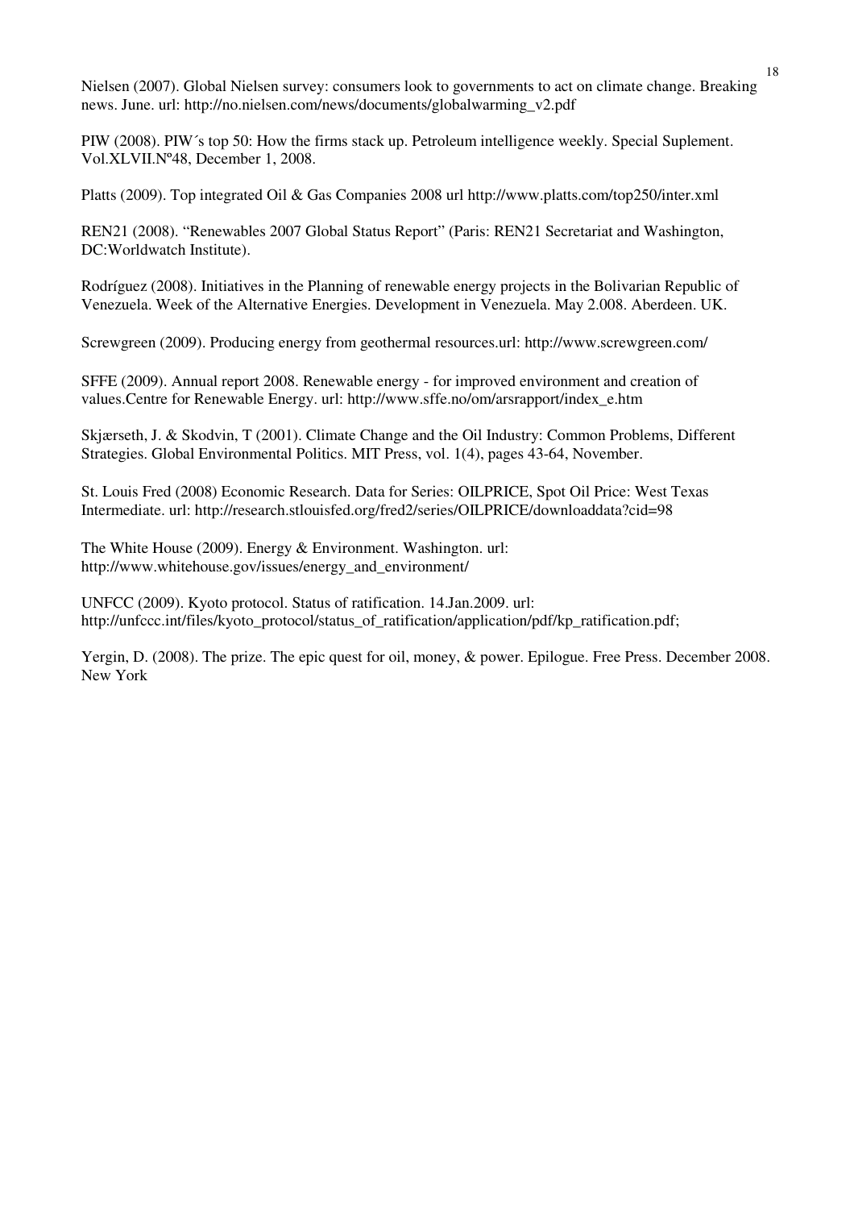Nielsen (2007). Global Nielsen survey: consumers look to governments to act on climate change. Breaking news. June. url: http://no.nielsen.com/news/documents/globalwarming_v2.pdf

PIW (2008). PIW´s top 50: How the firms stack up. Petroleum intelligence weekly. Special Suplement. Vol.XLVII.Nº48, December 1, 2008.

Platts (2009). Top integrated Oil & Gas Companies 2008 url http://www.platts.com/top250/inter.xml

REN21 (2008). "Renewables 2007 Global Status Report" (Paris: REN21 Secretariat and Washington, DC:Worldwatch Institute).

Rodríguez (2008). Initiatives in the Planning of renewable energy projects in the Bolivarian Republic of Venezuela. Week of the Alternative Energies. Development in Venezuela. May 2.008. Aberdeen. UK.

Screwgreen (2009). Producing energy from geothermal resources.url: http://www.screwgreen.com/

SFFE (2009). Annual report 2008. Renewable energy - for improved environment and creation of values.Centre for Renewable Energy. url: http://www.sffe.no/om/arsrapport/index_e.htm

Skjærseth, J. & Skodvin, T (2001). Climate Change and the Oil Industry: Common Problems, Different Strategies. Global Environmental Politics. MIT Press, vol. 1(4), pages 43-64, November.

St. Louis Fred (2008) Economic Research. Data for Series: OILPRICE, Spot Oil Price: West Texas Intermediate. url: http://research.stlouisfed.org/fred2/series/OILPRICE/downloaddata?cid=98

The White House (2009). Energy & Environment. Washington. url: http://www.whitehouse.gov/issues/energy_and_environment/

UNFCC (2009). Kyoto protocol. Status of ratification. 14.Jan.2009. url: http://unfccc.int/files/kyoto_protocol/status_of_ratification/application/pdf/kp_ratification.pdf;

Yergin, D. (2008). The prize. The epic quest for oil, money, & power. Epilogue. Free Press. December 2008. New York